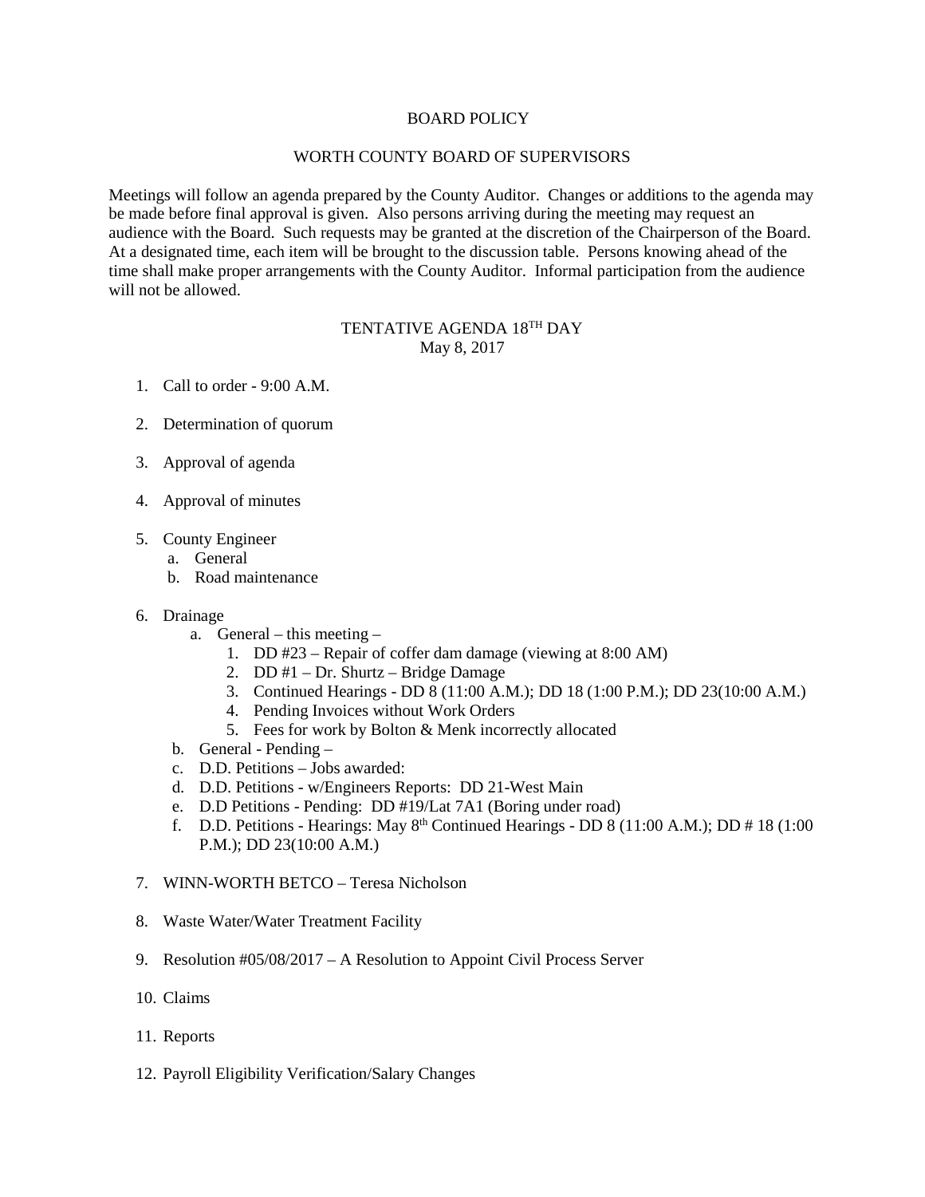# BOARD POLICY

## WORTH COUNTY BOARD OF SUPERVISORS

Meetings will follow an agenda prepared by the County Auditor. Changes or additions to the agenda may be made before final approval is given. Also persons arriving during the meeting may request an audience with the Board. Such requests may be granted at the discretion of the Chairperson of the Board. At a designated time, each item will be brought to the discussion table. Persons knowing ahead of the time shall make proper arrangements with the County Auditor. Informal participation from the audience will not be allowed.

### TENTATIVE AGENDA 18TH DAY
May 8, 2017

1. Call to order - 9:00 A.M.

2. Determination of quorum

3. Approval of agenda

4. Approval of minutes

5. County Engineer
   a. General
   b. Road maintenance

6. Drainage
   a. General – this meeting –
      1. DD #23 – Repair of coffer dam damage (viewing at 8:00 AM)
      2. DD #1 – Dr. Shurtz – Bridge Damage
      3. Continued Hearings - DD 8 (11:00 A.M.); DD 18 (1:00 P.M.); DD 23(10:00 A.M.)
      4. Pending Invoices without Work Orders
      5. Fees for work by Bolton & Menk incorrectly allocated
   b. General - Pending –
   c. D.D. Petitions – Jobs awarded:
   d. D.D. Petitions - w/Engineers Reports: DD 21-West Main
   e. D.D Petitions - Pending: DD #19/Lat 7A1 (Boring under road)
   f. D.D. Petitions - Hearings: May 8th Continued Hearings - DD 8 (11:00 A.M.); DD # 18 (1:00 P.M.); DD 23(10:00 A.M.)

7. WINN-WORTH BETCO – Teresa Nicholson

8. Waste Water/Water Treatment Facility

9. Resolution #05/08/2017 – A Resolution to Appoint Civil Process Server

10. Claims

11. Reports

12. Payroll Eligibility Verification/Salary Changes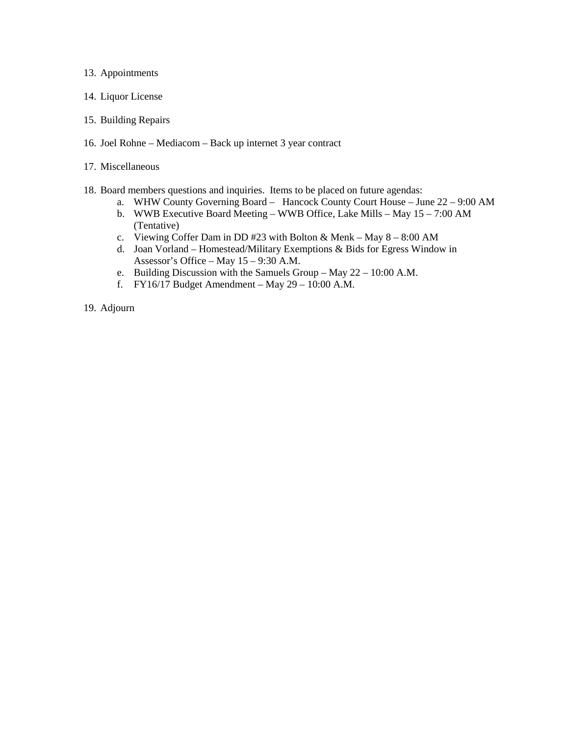13. Appointments

14. Liquor License

15. Building Repairs

16. Joel Rohne – Mediacom – Back up internet 3 year contract

17. Miscellaneous

18. Board members questions and inquiries. Items to be placed on future agendas:
    a. WHW County Governing Board – Hancock County Court House – June 22 – 9:00 AM
    b. WWB Executive Board Meeting – WWB Office, Lake Mills – May 15 – 7:00 AM (Tentative)
    c. Viewing Coffer Dam in DD #23 with Bolton & Menk – May 8 – 8:00 AM
    d. Joan Vorland – Homestead/Military Exemptions & Bids for Egress Window in Assessor's Office – May 15 – 9:30 A.M.
    e. Building Discussion with the Samuels Group – May 22 – 10:00 A.M.
    f. FY16/17 Budget Amendment – May 29 – 10:00 A.M.

19. Adjourn